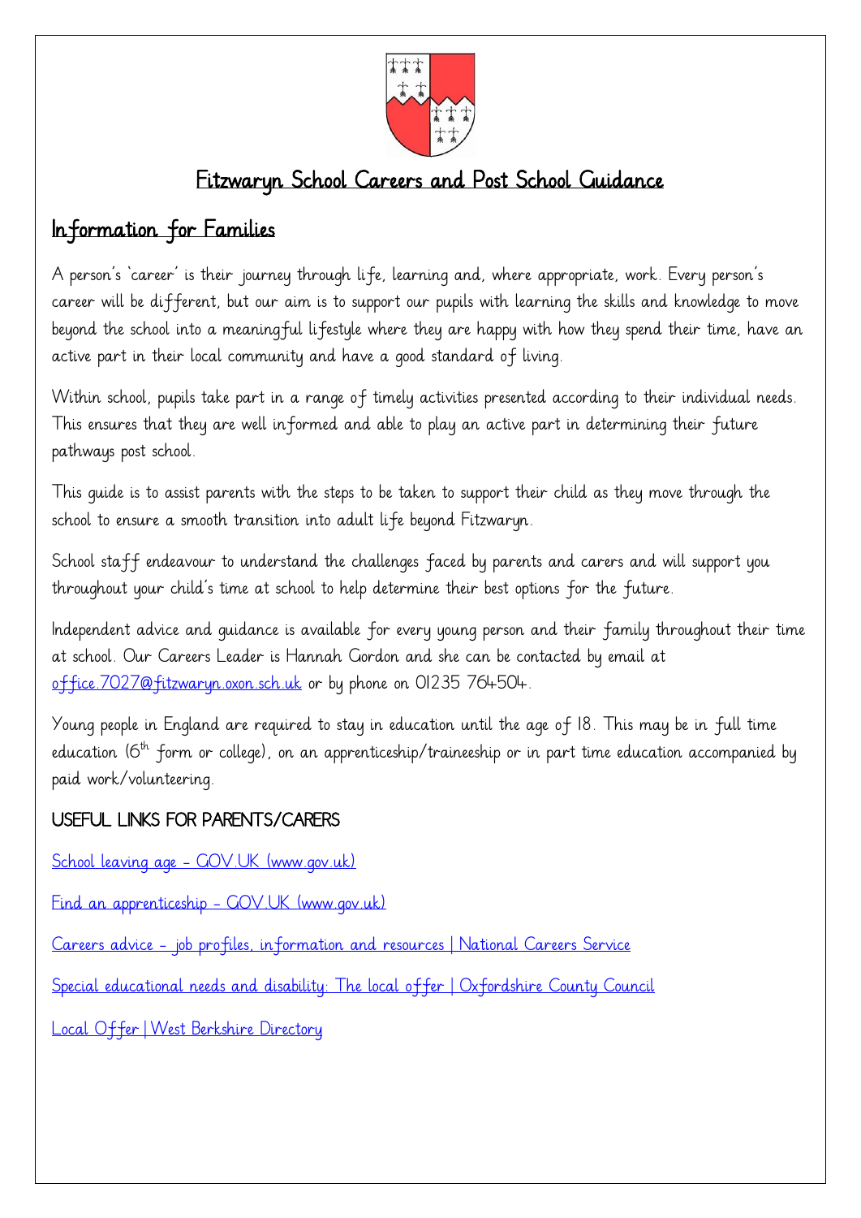# Fitzwaryn School Careers and Post School Guidance

## Information for Families

A person's 'career' is their journey through life, learning and, where appropriate, work. Every person's career will be different, but our aim is to support our pupils with learning the skills and knowledge to move beyond the school into a meaningful lifestyle where they are happy with how they spend their time, have an active part in their local community and have a good standard of living.

Within school, pupils take part in a range of timely activities presented according to their individual needs. This ensures that they are well informed and able to play an active part in determining their future pathways post school.

This guide is to assist parents with the steps to be taken to support their child as they move through the school to ensure a smooth transition into adult life beyond Fitzwaryn.

School staff endeavour to understand the challenges faced by parents and carers and will support you throughout your child's time at school to help determine their best options for the future.

Independent advice and guidance is available for every young person and their family throughout their time at school. Our Careers Leader is Hannah Gordon and she can be contacted by email at office.7027@fitzwaryn.oxon.sch.uk or by phone on 01235 764504.

Young people in England are required to stay in education until the age of 18. This may be in full time education (6th form or college), on an apprenticeship/traineeship or in part time education accompanied by paid work/volunteering.

### USEFUL LINKS FOR PARENTS/CARERS

School leaving age - GOV.UK (www.gov.uk)

Find an apprenticeship - GOV.UK (www.gov.uk)

Careers advice - job profiles, information and resources | National Careers Service

Special educational needs and disability: The local offer | Oxfordshire County Council

Local Offer | West Berkshire Directory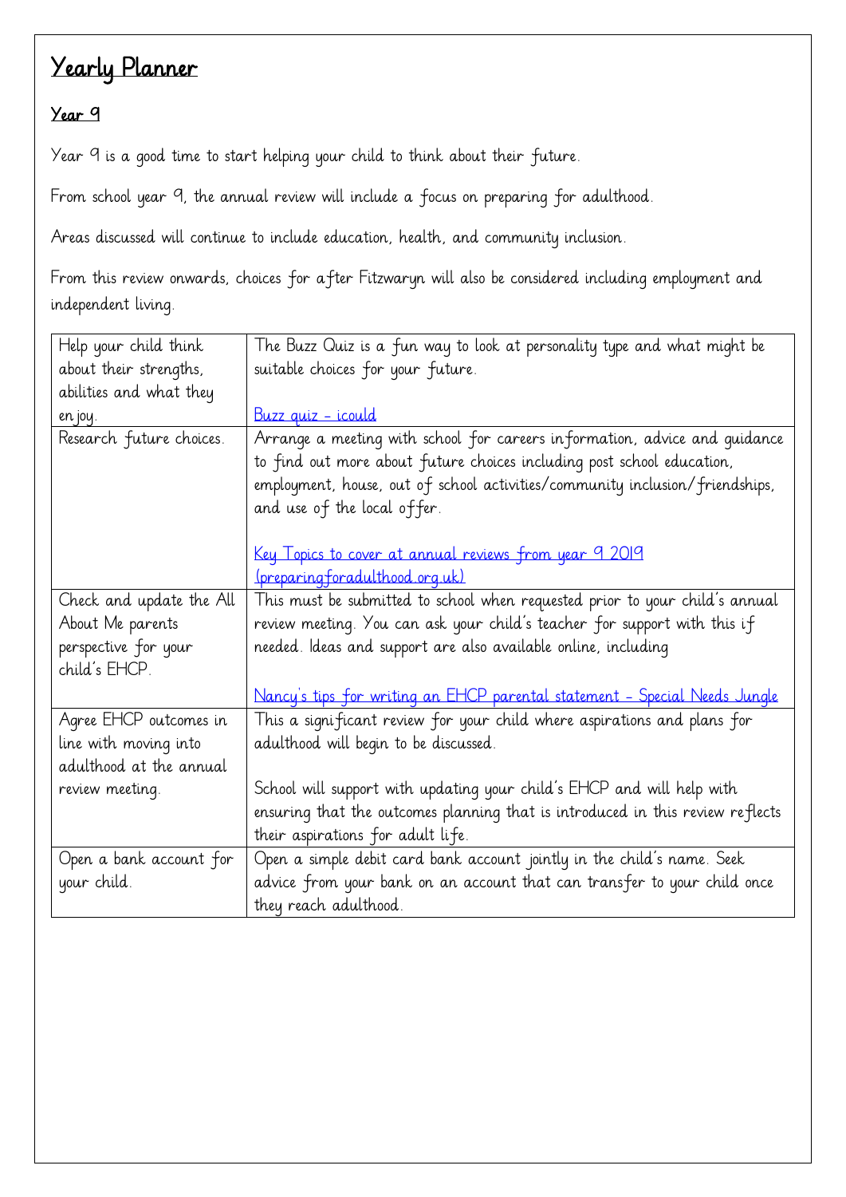# Yearly Planner

## Year 9

Year 9 is a good time to start helping your child to think about their future.

From school year 9, the annual review will include a focus on preparing for adulthood.

Areas discussed will continue to include education, health, and community inclusion.

From this review onwards, choices for after Fitzwaryn will also be considered including employment and independent living.

| | |
|---|---|
| Help your child think about their strengths, abilities and what they enjoy. | The Buzz Quiz is a fun way to look at personality type and what might be suitable choices for your future.<br><br>Buzz quiz - icould |
| Research future choices. | Arrange a meeting with school for careers information, advice and guidance to find out more about future choices including post school education, employment, house, out of school activities/community inclusion/friendships, and use of the local offer.<br><br>Key Topics to cover at annual reviews from year 9 2019 (preparingforadulthood.org.uk) |
| Check and update the All About Me parents perspective for your child's EHCP. | This must be submitted to school when requested prior to your child's annual review meeting. You can ask your child's teacher for support with this if needed. Ideas and support are also available online, including<br><br>Nancy's tips for writing an EHCP parental statement - Special Needs Jungle |
| Agree EHCP outcomes in line with moving into adulthood at the annual review meeting. | This a significant review for your child where aspirations and plans for adulthood will begin to be discussed.<br><br>School will support with updating your child's EHCP and will help with ensuring that the outcomes planning that is introduced in this review reflects their aspirations for adult life. |
| Open a bank account for your child. | Open a simple debit card bank account jointly in the child's name. Seek advice from your bank on an account that can transfer to your child once they reach adulthood. |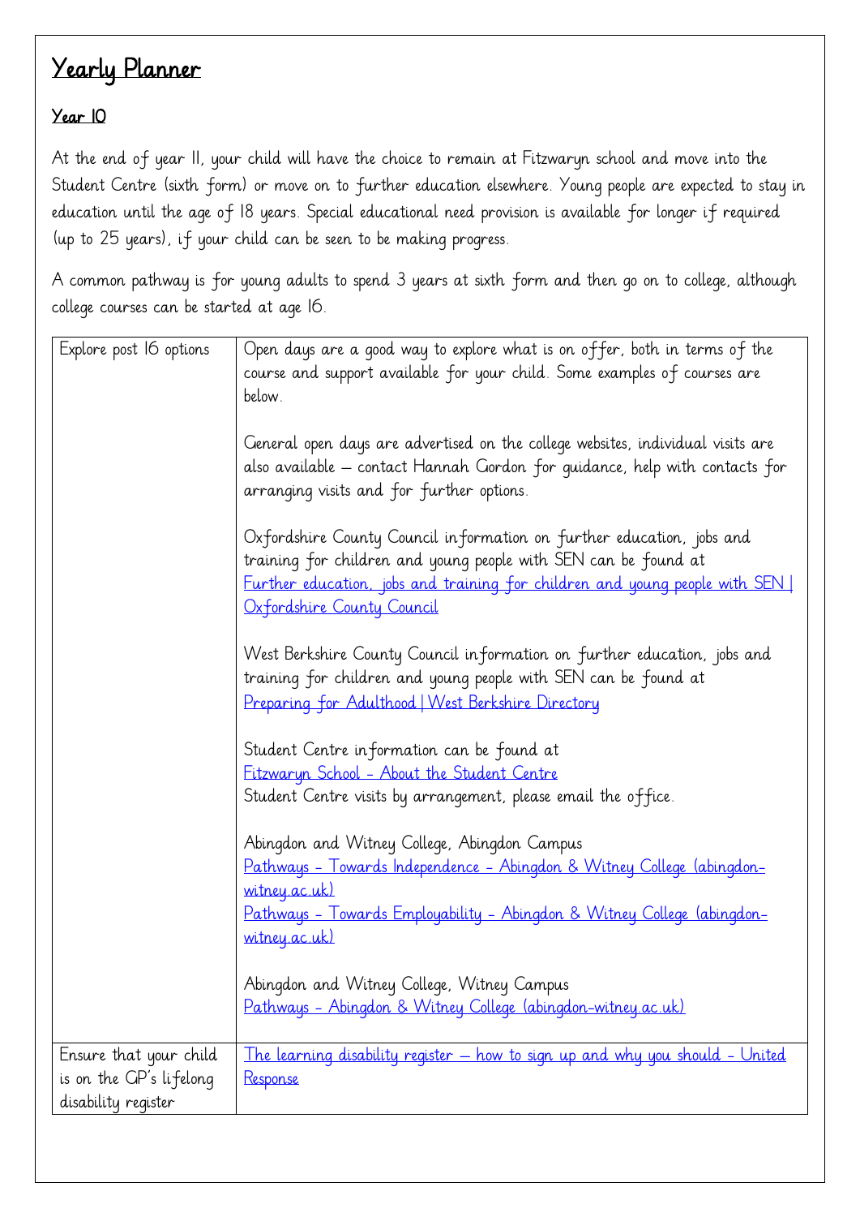# Yearly Planner

## Year 10

At the end of year 11, your child will have the choice to remain at Fitzwaryn school and move into the Student Centre (sixth form) or move on to further education elsewhere. Young people are expected to stay in education until the age of 18 years. Special educational need provision is available for longer if required (up to 25 years), if your child can be seen to be making progress.

A common pathway is for young adults to spend 3 years at sixth form and then go on to college, although college courses can be started at age 16.

| | |
|---|---|
| Explore post 16 options | Open days are a good way to explore what is on offer, both in terms of the course and support available for your child. Some examples of courses are below.<br><br>General open days are advertised on the college websites, individual visits are also available – contact Hannah Gordon for guidance, help with contacts for arranging visits and for further options.<br><br>Oxfordshire County Council information on further education, jobs and training for children and young people with SEN can be found at<br>Further education, jobs and training for children and young people with SEN \| Oxfordshire County Council<br><br>West Berkshire County Council information on further education, jobs and training for children and young people with SEN can be found at<br>Preparing for Adulthood \| West Berkshire Directory<br><br>Student Centre information can be found at<br>Fitzwaryn School - About the Student Centre<br>Student Centre visits by arrangement, please email the office.<br><br>Abingdon and Witney College, Abingdon Campus<br>Pathways - Towards Independence - Abingdon & Witney College (abingdon-witney.ac.uk)<br>Pathways - Towards Employability - Abingdon & Witney College (abingdon-witney.ac.uk)<br><br>Abingdon and Witney College, Witney Campus<br>Pathways - Abingdon & Witney College (abingdon-witney.ac.uk) |
| Ensure that your child is on the GP's lifelong disability register | The learning disability register – how to sign up and why you should - United Response |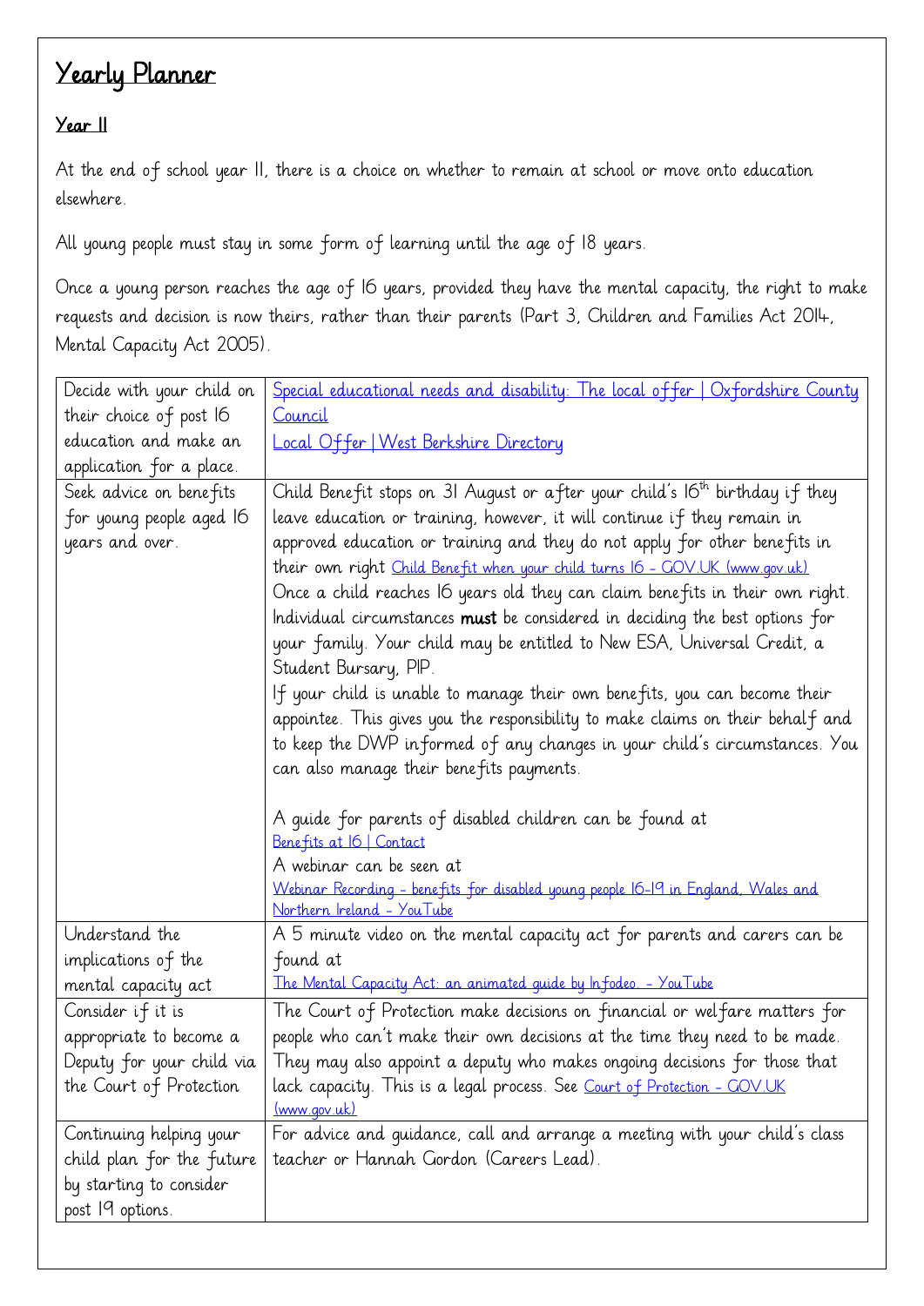# Yearly Planner

## Year 11

At the end of school year 11, there is a choice on whether to remain at school or move onto education elsewhere.

All young people must stay in some form of learning until the age of 18 years.

Once a young person reaches the age of 16 years, provided they have the mental capacity, the right to make requests and decision is now theirs, rather than their parents (Part 3, Children and Families Act 2014, Mental Capacity Act 2005).

| | |
|---|---|
| Decide with your child on their choice of post 16 education and make an application for a place. | Special educational needs and disability: The local offer \| Oxfordshire County Council<br>Local Offer \| West Berkshire Directory |
| Seek advice on benefits for young people aged 16 years and over. | Child Benefit stops on 31 August or after your child's 16th birthday if they leave education or training, however, it will continue if they remain in approved education or training and they do not apply for other benefits in their own right Child Benefit when your child turns 16 - GOV.UK (www.gov.uk)<br>Once a child reaches 16 years old they can claim benefits in their own right. Individual circumstances **must** be considered in deciding the best options for your family. Your child may be entitled to New ESA, Universal Credit, a Student Bursary, PIP.<br>If your child is unable to manage their own benefits, you can become their appointee. This gives you the responsibility to make claims on their behalf and to keep the DWP informed of any changes in your child's circumstances. You can also manage their benefits payments.<br><br>A guide for parents of disabled children can be found at<br>Benefits at 16 \| Contact<br>A webinar can be seen at<br>Webinar Recording - benefits for disabled young people 16-19 in England, Wales and Northern Ireland - YouTube |
| Understand the implications of the mental capacity act | A 5 minute video on the mental capacity act for parents and carers can be found at<br>The Mental Capacity Act: an animated guide by Infodeo. - YouTube |
| Consider if it is appropriate to become a Deputy for your child via the Court of Protection | The Court of Protection make decisions on financial or welfare matters for people who can't make their own decisions at the time they need to be made. They may also appoint a deputy who makes ongoing decisions for those that lack capacity. This is a legal process. See Court of Protection - GOV.UK (www.gov.uk) |
| Continuing helping your child plan for the future by starting to consider post 19 options. | For advice and guidance, call and arrange a meeting with your child's class teacher or Hannah Gordon (Careers Lead). |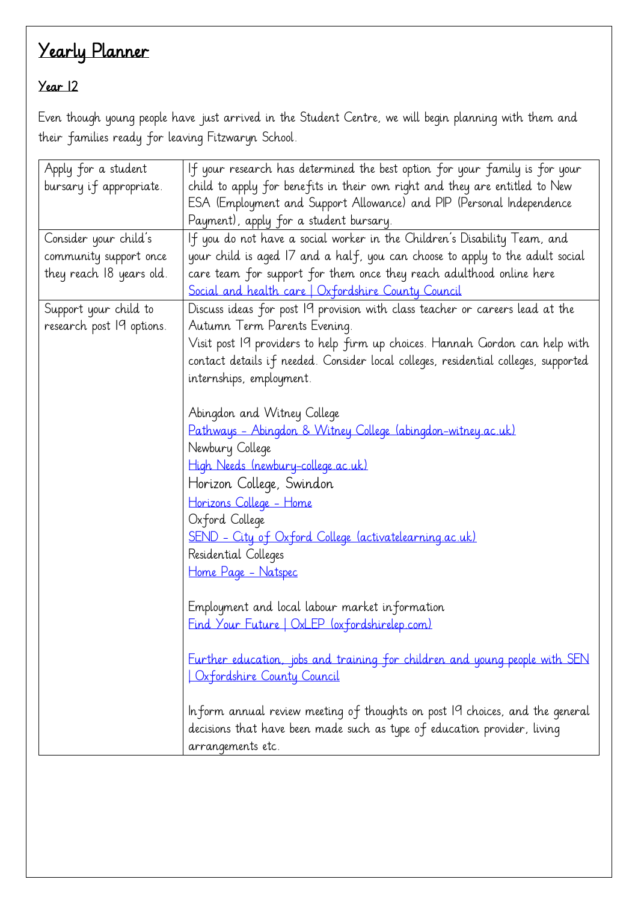# Yearly Planner

## Year 12

Even though young people have just arrived in the Student Centre, we will begin planning with them and their families ready for leaving Fitzwaryn School.

| | |
|---|---|
| Apply for a student bursary if appropriate. | If your research has determined the best option for your family is for your child to apply for benefits in their own right and they are entitled to New ESA (Employment and Support Allowance) and PIP (Personal Independence Payment), apply for a student bursary. |
| Consider your child's community support once they reach 18 years old. | If you do not have a social worker in the Children's Disability Team, and your child is aged 17 and a half, you can choose to apply to the adult social care team for support for them once they reach adulthood online here [Social and health care \| Oxfordshire County Council](#) |
| Support your child to research post 19 options. | Discuss ideas for post 19 provision with class teacher or careers lead at the Autumn Term Parents Evening.<br>Visit post 19 providers to help firm up choices. Hannah Gordon can help with contact details if needed. Consider local colleges, residential colleges, supported internships, employment.<br><br>Abingdon and Witney College<br>[Pathways - Abingdon & Witney College (abingdon-witney.ac.uk)](#)<br>Newbury College<br>[High Needs (newbury-college.ac.uk)](#)<br>Horizon College, Swindon<br>[Horizons College - Home](#)<br>Oxford College<br>[SEND - City of Oxford College (activatelearning.ac.uk)](#)<br>Residential Colleges<br>[Home Page - Natspec](#)<br><br>Employment and local labour market information<br>[Find Your Future \| OxLEP (oxfordshirelep.com)](#)<br><br>[Further education, jobs and training for children and young people with SEN \| Oxfordshire County Council](#)<br><br>Inform annual review meeting of thoughts on post 19 choices, and the general decisions that have been made such as type of education provider, living arrangements etc. |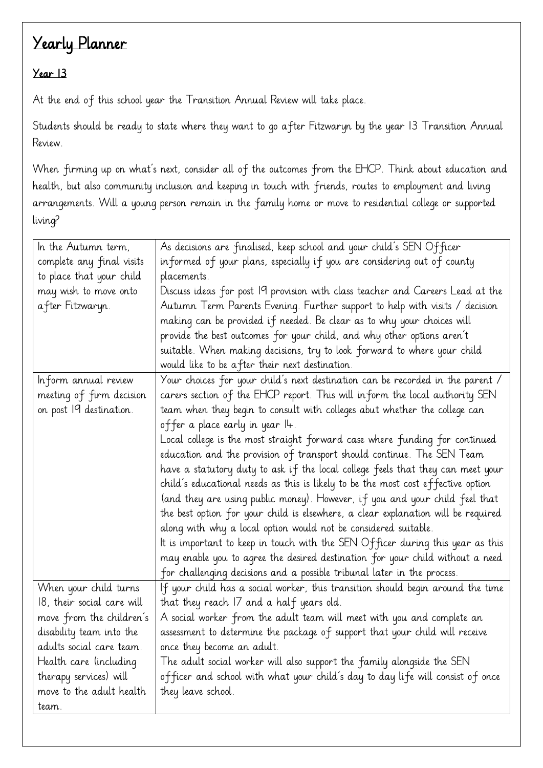# Yearly Planner

## Year 13

At the end of this school year the Transition Annual Review will take place.

Students should be ready to state where they want to go after Fitzwaryn by the year 13 Transition Annual Review.

When firming up on what's next, consider all of the outcomes from the EHCP. Think about education and health, but also community inclusion and keeping in touch with friends, routes to employment and living arrangements. Will a young person remain in the family home or move to residential college or supported living?

| | |
|---|---|
| In the Autumn term, complete any final visits to place that your child may wish to move onto after Fitzwaryn. | As decisions are finalised, keep school and your child's SEN Officer informed of your plans, especially if you are considering out of county placements.<br>Discuss ideas for post 19 provision with class teacher and Careers Lead at the Autumn Term Parents Evening. Further support to help with visits / decision making can be provided if needed. Be clear as to why your choices will provide the best outcomes for your child, and why other options aren't suitable. When making decisions, try to look forward to where your child would like to be after their next destination. |
| Inform annual review meeting of firm decision on post 19 destination. | Your choices for your child's next destination can be recorded in the parent / carers section of the EHCP report. This will inform the local authority SEN team when they begin to consult with colleges abut whether the college can offer a place early in year 14.<br>Local college is the most straight forward case where funding for continued education and the provision of transport should continue. The SEN Team have a statutory duty to ask if the local college feels that they can meet your child's educational needs as this is likely to be the most cost effective option (and they are using public money). However, if you and your child feel that the best option for your child is elsewhere, a clear explanation will be required along with why a local option would not be considered suitable.<br>It is important to keep in touch with the SEN Officer during this year as this may enable you to agree the desired destination for your child without a need for challenging decisions and a possible tribunal later in the process. |
| When your child turns 18, their social care will move from the children's disability team into the adults social care team. Health care (including therapy services) will move to the adult health team. | If your child has a social worker, this transition should begin around the time that they reach 17 and a half years old.<br>A social worker from the adult team will meet with you and complete an assessment to determine the package of support that your child will receive once they become an adult.<br>The adult social worker will also support the family alongside the SEN officer and school with what your child's day to day life will consist of once they leave school. |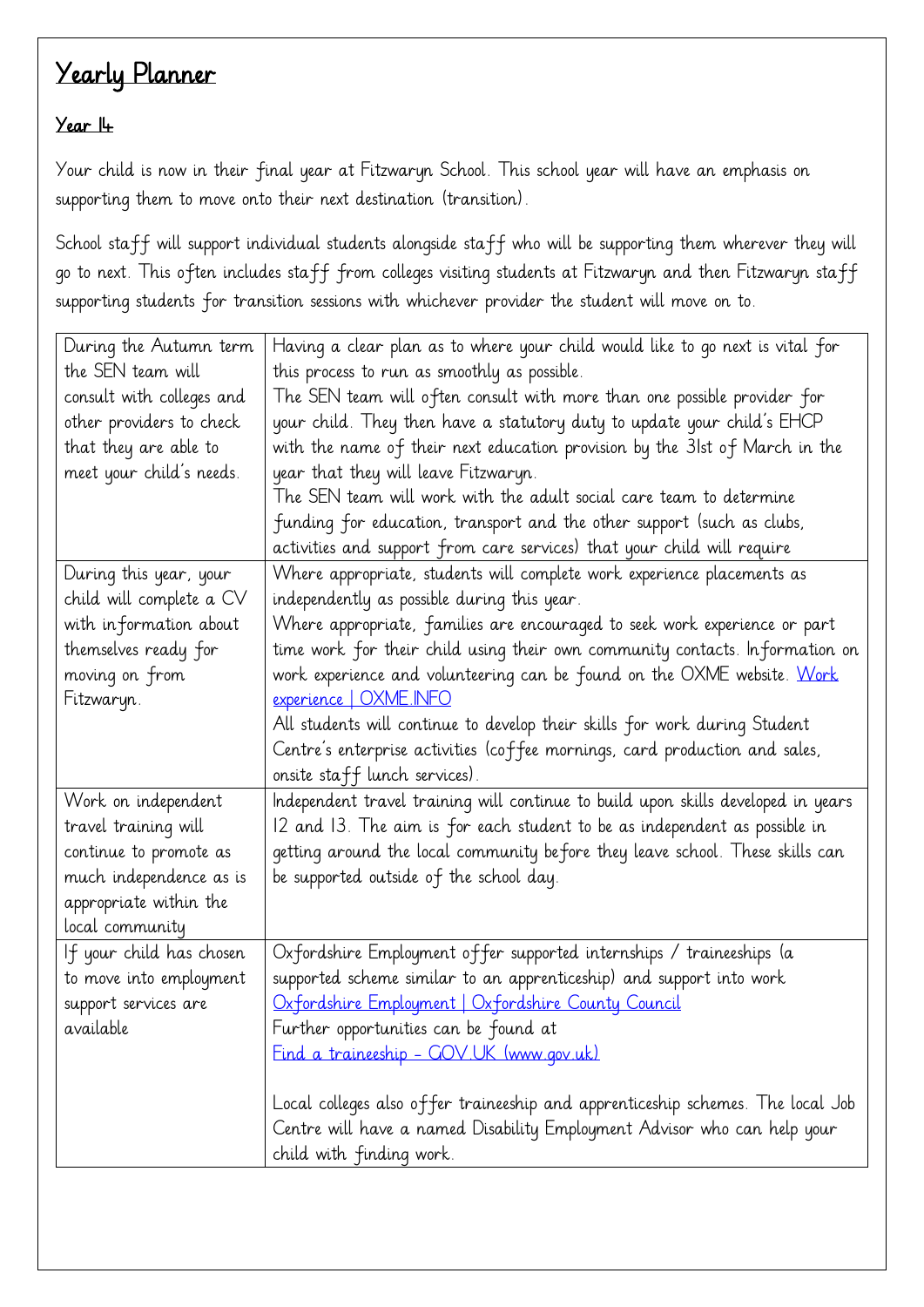# Yearly Planner

## Year 14

Your child is now in their final year at Fitzwaryn School. This school year will have an emphasis on supporting them to move onto their next destination (transition).

School staff will support individual students alongside staff who will be supporting them wherever they will go to next. This often includes staff from colleges visiting students at Fitzwaryn and then Fitzwaryn staff supporting students for transition sessions with whichever provider the student will move on to.

| | |
|---|---|
| During the Autumn term the SEN team will consult with colleges and other providers to check that they are able to meet your child's needs. | Having a clear plan as to where your child would like to go next is vital for this process to run as smoothly as possible.<br>The SEN team will often consult with more than one possible provider for your child. They then have a statutory duty to update your child's EHCP with the name of their next education provision by the 31st of March in the year that they will leave Fitzwaryn.<br>The SEN team will work with the adult social care team to determine funding for education, transport and the other support (such as clubs, activities and support from care services) that your child will require |
| During this year, your child will complete a CV with information about themselves ready for moving on from Fitzwaryn. | Where appropriate, students will complete work experience placements as independently as possible during this year.<br>Where appropriate, families are encouraged to seek work experience or part time work for their child using their own community contacts. Information on work experience and volunteering can be found on the OXME website. [Work experience \| OXME.INFO]<br>All students will continue to develop their skills for work during Student Centre's enterprise activities (coffee mornings, card production and sales, onsite staff lunch services). |
| Work on independent travel training will continue to promote as much independence as is appropriate within the local community | Independent travel training will continue to build upon skills developed in years 12 and 13. The aim is for each student to be as independent as possible in getting around the local community before they leave school. These skills can be supported outside of the school day. |
| If your child has chosen to move into employment support services are available | Oxfordshire Employment offer supported internships / traineeships (a supported scheme similar to an apprenticeship) and support into work<br>[Oxfordshire Employment \| Oxfordshire County Council]<br>Further opportunities can be found at<br>[Find a traineeship - GOV.UK (www.gov.uk)]<br><br>Local colleges also offer traineeship and apprenticeship schemes. The local Job Centre will have a named Disability Employment Advisor who can help your child with finding work. |